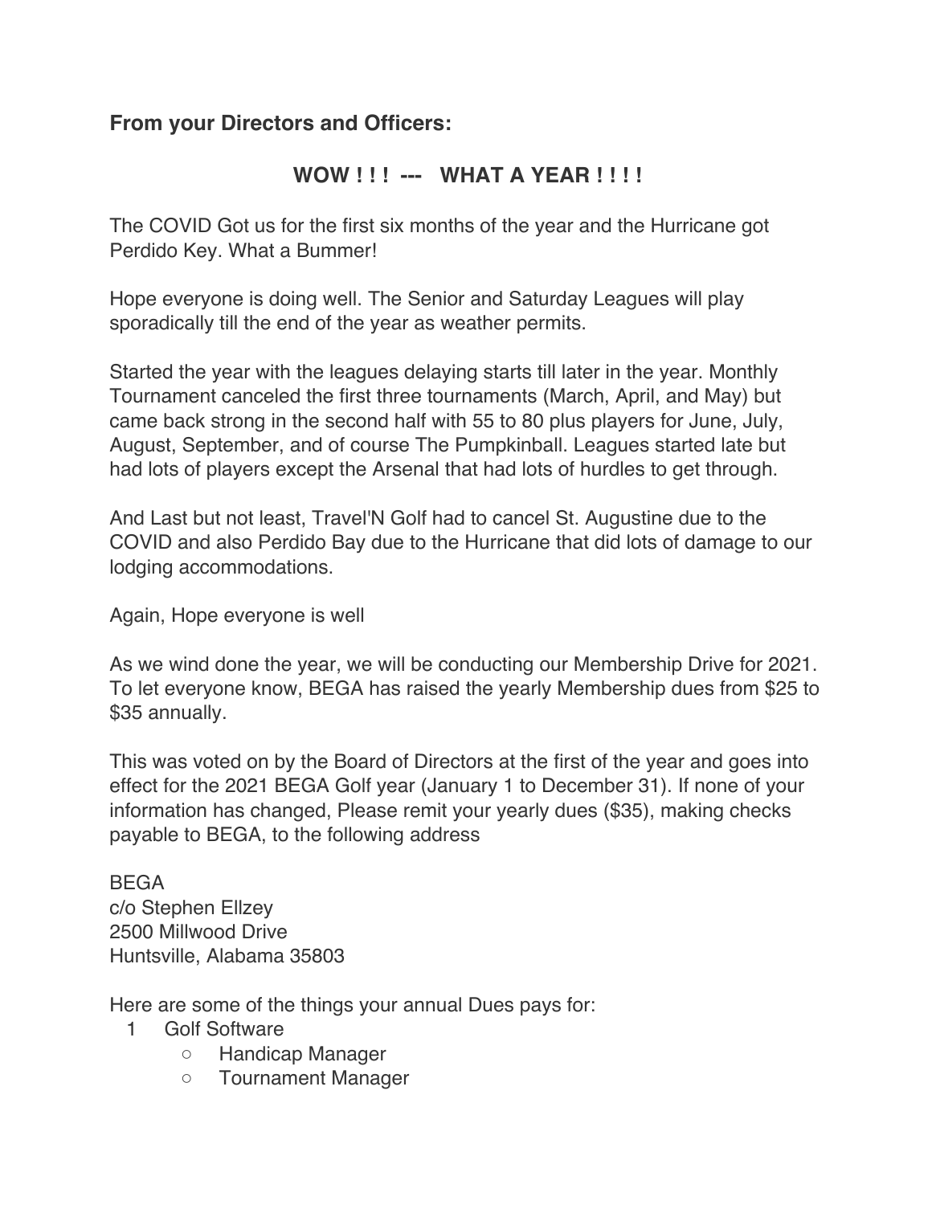**From your Directors and Officers:**

## WOW ! ! ! --- WHAT A YEAR ! ! ! !

The COVID Got us for the first six months of the year and the Hurricane got Perdido Key. What a Bummer!

Hope everyone is doing well. The Senior and Saturday Leagues will play sporadically till the end of the year as weather permits.

Started the year with the leagues delaying starts till later in the year. Monthly Tournament canceled the first three tournaments (March, April, and May) but came back strong in the second half with 55 to 80 plus players for June, July, August, September, and of course The Pumpkinball. Leagues started late but had lots of players except the Arsenal that had lots of hurdles to get through.

And Last but not least, Travel'N Golf had to cancel St. Augustine due to the COVID and also Perdido Bay due to the Hurricane that did lots of damage to our lodging accommodations.

Again, Hope everyone is well

As we wind done the year, we will be conducting our Membership Drive for 2021. To let everyone know, BEGA has raised the yearly Membership dues from $25 to $35 annually.

This was voted on by the Board of Directors at the first of the year and goes into effect for the 2021 BEGA Golf year (January 1 to December 31). If none of your information has changed, Please remit your yearly dues ($35), making checks payable to BEGA, to the following address

BEGA
c/o Stephen Ellzey
2500 Millwood Drive
Huntsville, Alabama 35803

Here are some of the things your annual Dues pays for:

1. Golf Software
   - Handicap Manager
   - Tournament Manager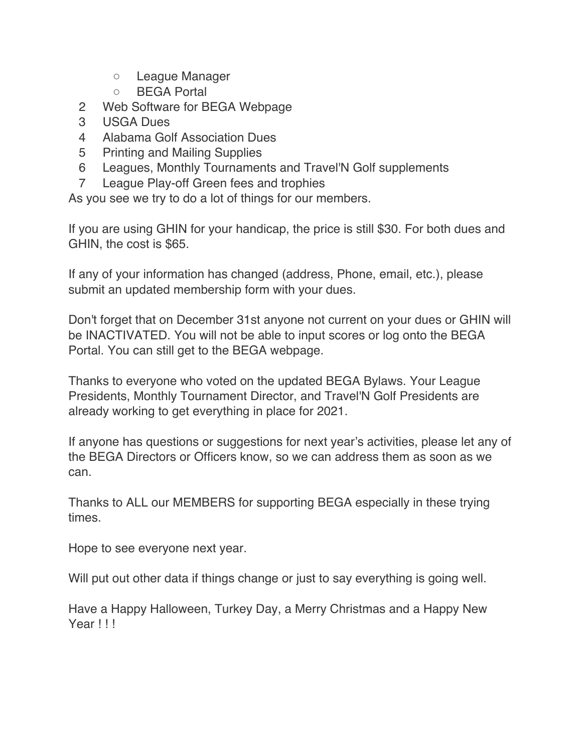- League Manager
  - BEGA Portal
2. Web Software for BEGA Webpage
3. USGA Dues
4. Alabama Golf Association Dues
5. Printing and Mailing Supplies
6. Leagues, Monthly Tournaments and Travel'N Golf supplements
7. League Play-off Green fees and trophies

As you see we try to do a lot of things for our members.

If you are using GHIN for your handicap, the price is still $30. For both dues and GHIN, the cost is $65.

If any of your information has changed (address, Phone, email, etc.), please submit an updated membership form with your dues.

Don't forget that on December 31st anyone not current on your dues or GHIN will be INACTIVATED. You will not be able to input scores or log onto the BEGA Portal. You can still get to the BEGA webpage.

Thanks to everyone who voted on the updated BEGA Bylaws. Your League Presidents, Monthly Tournament Director, and Travel'N Golf Presidents are already working to get everything in place for 2021.

If anyone has questions or suggestions for next year's activities, please let any of the BEGA Directors or Officers know, so we can address them as soon as we can.

Thanks to ALL our MEMBERS for supporting BEGA especially in these trying times.

Hope to see everyone next year.

Will put out other data if things change or just to say everything is going well.

Have a Happy Halloween, Turkey Day, a Merry Christmas and a Happy New Year ! ! !